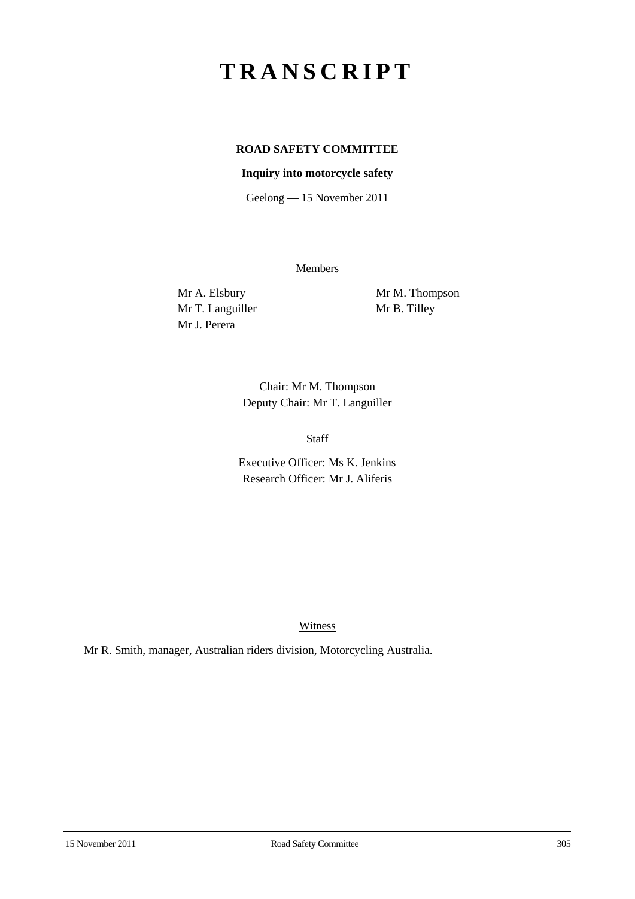# TRANSCRIPT

**ROAD SAFETY COMMITTEE**

**Inquiry into motorcycle safety**

Geelong — 15 November 2011

Members

Mr A. Elsbury
Mr T. Languiller
Mr J. Perera
Mr M. Thompson
Mr B. Tilley

Chair: Mr M. Thompson
Deputy Chair: Mr T. Languiller

Staff

Executive Officer: Ms K. Jenkins
Research Officer: Mr J. Aliferis

Witness

Mr R. Smith, manager, Australian riders division, Motorcycling Australia.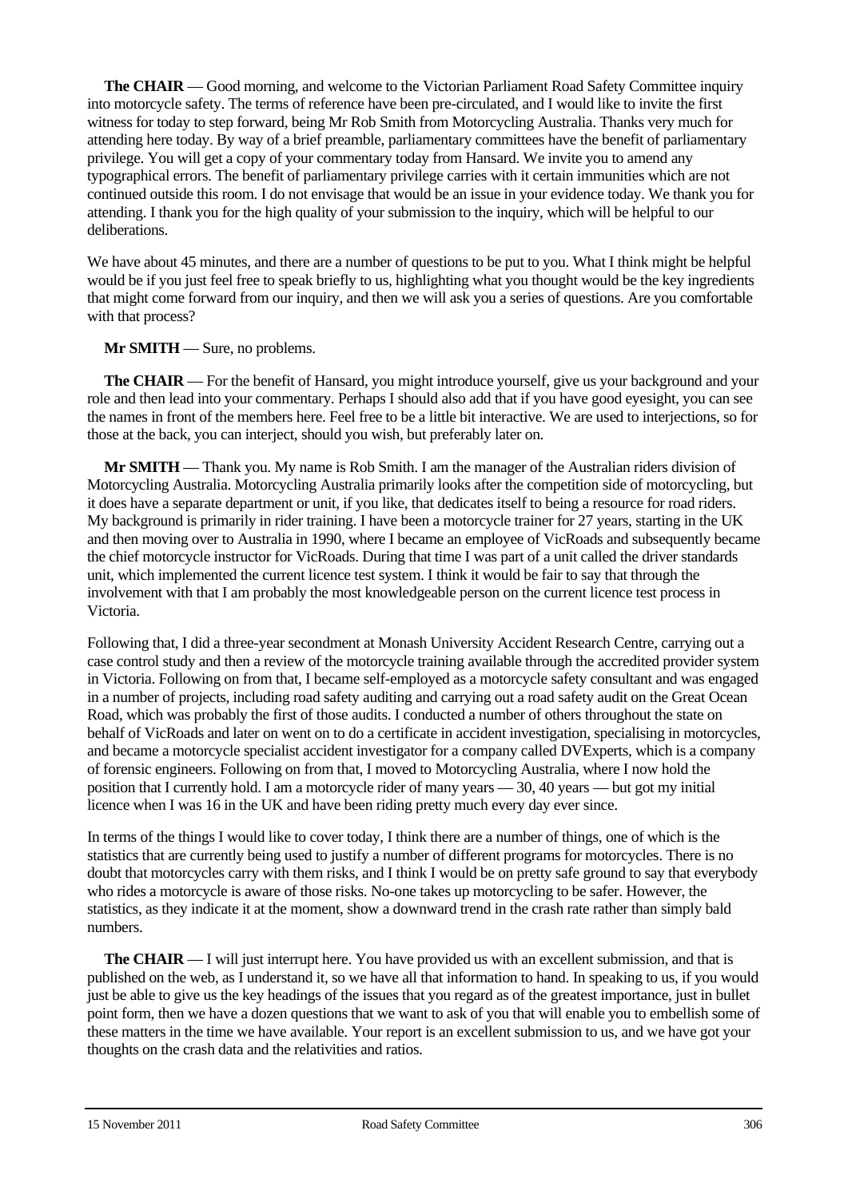**The CHAIR** — Good morning, and welcome to the Victorian Parliament Road Safety Committee inquiry into motorcycle safety. The terms of reference have been pre-circulated, and I would like to invite the first witness for today to step forward, being Mr Rob Smith from Motorcycling Australia. Thanks very much for attending here today. By way of a brief preamble, parliamentary committees have the benefit of parliamentary privilege. You will get a copy of your commentary today from Hansard. We invite you to amend any typographical errors. The benefit of parliamentary privilege carries with it certain immunities which are not continued outside this room. I do not envisage that would be an issue in your evidence today. We thank you for attending. I thank you for the high quality of your submission to the inquiry, which will be helpful to our deliberations.

We have about 45 minutes, and there are a number of questions to be put to you. What I think might be helpful would be if you just feel free to speak briefly to us, highlighting what you thought would be the key ingredients that might come forward from our inquiry, and then we will ask you a series of questions. Are you comfortable with that process?

**Mr SMITH** — Sure, no problems.

**The CHAIR** — For the benefit of Hansard, you might introduce yourself, give us your background and your role and then lead into your commentary. Perhaps I should also add that if you have good eyesight, you can see the names in front of the members here. Feel free to be a little bit interactive. We are used to interjections, so for those at the back, you can interject, should you wish, but preferably later on.

**Mr SMITH** — Thank you. My name is Rob Smith. I am the manager of the Australian riders division of Motorcycling Australia. Motorcycling Australia primarily looks after the competition side of motorcycling, but it does have a separate department or unit, if you like, that dedicates itself to being a resource for road riders. My background is primarily in rider training. I have been a motorcycle trainer for 27 years, starting in the UK and then moving over to Australia in 1990, where I became an employee of VicRoads and subsequently became the chief motorcycle instructor for VicRoads. During that time I was part of a unit called the driver standards unit, which implemented the current licence test system. I think it would be fair to say that through the involvement with that I am probably the most knowledgeable person on the current licence test process in Victoria.

Following that, I did a three-year secondment at Monash University Accident Research Centre, carrying out a case control study and then a review of the motorcycle training available through the accredited provider system in Victoria. Following on from that, I became self-employed as a motorcycle safety consultant and was engaged in a number of projects, including road safety auditing and carrying out a road safety audit on the Great Ocean Road, which was probably the first of those audits. I conducted a number of others throughout the state on behalf of VicRoads and later on went on to do a certificate in accident investigation, specialising in motorcycles, and became a motorcycle specialist accident investigator for a company called DVExperts, which is a company of forensic engineers. Following on from that, I moved to Motorcycling Australia, where I now hold the position that I currently hold. I am a motorcycle rider of many years — 30, 40 years — but got my initial licence when I was 16 in the UK and have been riding pretty much every day ever since.

In terms of the things I would like to cover today, I think there are a number of things, one of which is the statistics that are currently being used to justify a number of different programs for motorcycles. There is no doubt that motorcycles carry with them risks, and I think I would be on pretty safe ground to say that everybody who rides a motorcycle is aware of those risks. No-one takes up motorcycling to be safer. However, the statistics, as they indicate it at the moment, show a downward trend in the crash rate rather than simply bald numbers.

**The CHAIR** — I will just interrupt here. You have provided us with an excellent submission, and that is published on the web, as I understand it, so we have all that information to hand. In speaking to us, if you would just be able to give us the key headings of the issues that you regard as of the greatest importance, just in bullet point form, then we have a dozen questions that we want to ask of you that will enable you to embellish some of these matters in the time we have available. Your report is an excellent submission to us, and we have got your thoughts on the crash data and the relativities and ratios.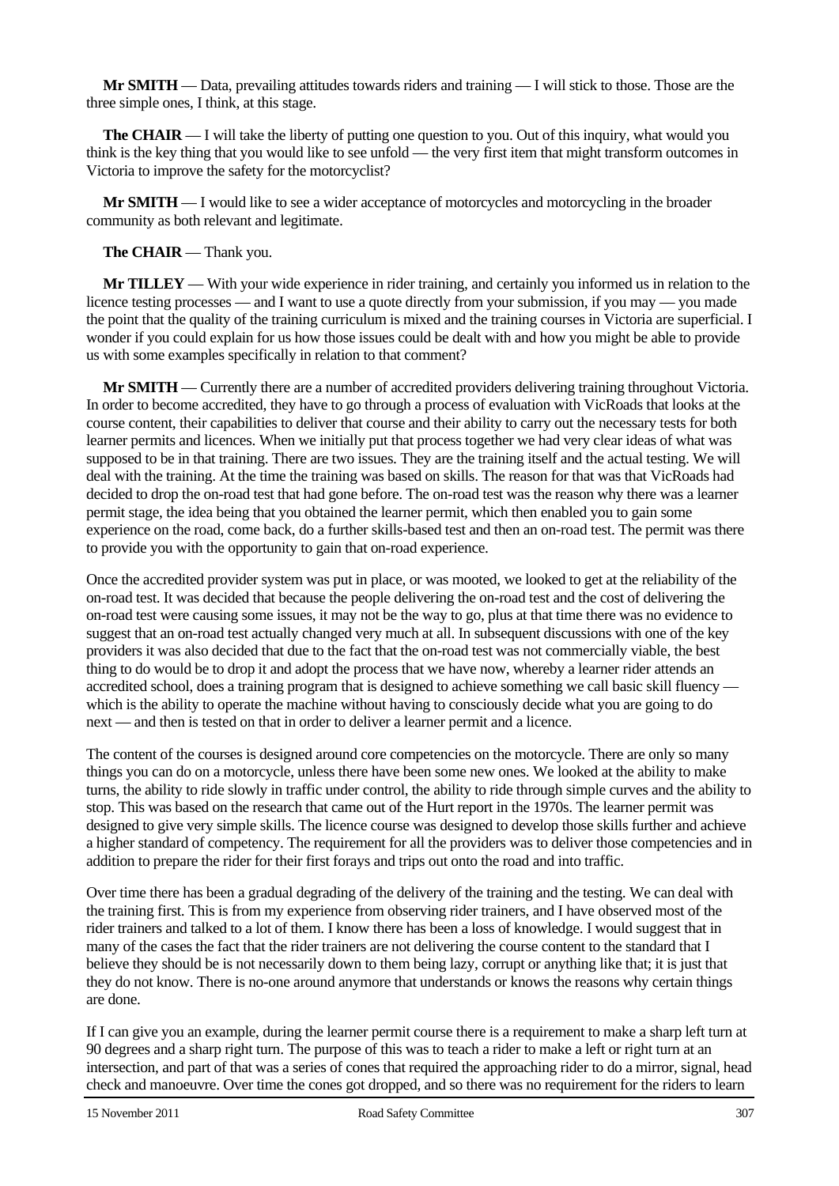**Mr SMITH** — Data, prevailing attitudes towards riders and training — I will stick to those. Those are the three simple ones, I think, at this stage.

**The CHAIR** — I will take the liberty of putting one question to you. Out of this inquiry, what would you think is the key thing that you would like to see unfold — the very first item that might transform outcomes in Victoria to improve the safety for the motorcyclist?

**Mr SMITH** — I would like to see a wider acceptance of motorcycles and motorcycling in the broader community as both relevant and legitimate.

**The CHAIR** — Thank you.

**Mr TILLEY** — With your wide experience in rider training, and certainly you informed us in relation to the licence testing processes — and I want to use a quote directly from your submission, if you may — you made the point that the quality of the training curriculum is mixed and the training courses in Victoria are superficial. I wonder if you could explain for us how those issues could be dealt with and how you might be able to provide us with some examples specifically in relation to that comment?

**Mr SMITH** — Currently there are a number of accredited providers delivering training throughout Victoria. In order to become accredited, they have to go through a process of evaluation with VicRoads that looks at the course content, their capabilities to deliver that course and their ability to carry out the necessary tests for both learner permits and licences. When we initially put that process together we had very clear ideas of what was supposed to be in that training. There are two issues. They are the training itself and the actual testing. We will deal with the training. At the time the training was based on skills. The reason for that was that VicRoads had decided to drop the on-road test that had gone before. The on-road test was the reason why there was a learner permit stage, the idea being that you obtained the learner permit, which then enabled you to gain some experience on the road, come back, do a further skills-based test and then an on-road test. The permit was there to provide you with the opportunity to gain that on-road experience.

Once the accredited provider system was put in place, or was mooted, we looked to get at the reliability of the on-road test. It was decided that because the people delivering the on-road test and the cost of delivering the on-road test were causing some issues, it may not be the way to go, plus at that time there was no evidence to suggest that an on-road test actually changed very much at all. In subsequent discussions with one of the key providers it was also decided that due to the fact that the on-road test was not commercially viable, the best thing to do would be to drop it and adopt the process that we have now, whereby a learner rider attends an accredited school, does a training program that is designed to achieve something we call basic skill fluency — which is the ability to operate the machine without having to consciously decide what you are going to do next — and then is tested on that in order to deliver a learner permit and a licence.

The content of the courses is designed around core competencies on the motorcycle. There are only so many things you can do on a motorcycle, unless there have been some new ones. We looked at the ability to make turns, the ability to ride slowly in traffic under control, the ability to ride through simple curves and the ability to stop. This was based on the research that came out of the Hurt report in the 1970s. The learner permit was designed to give very simple skills. The licence course was designed to develop those skills further and achieve a higher standard of competency. The requirement for all the providers was to deliver those competencies and in addition to prepare the rider for their first forays and trips out onto the road and into traffic.

Over time there has been a gradual degrading of the delivery of the training and the testing. We can deal with the training first. This is from my experience from observing rider trainers, and I have observed most of the rider trainers and talked to a lot of them. I know there has been a loss of knowledge. I would suggest that in many of the cases the fact that the rider trainers are not delivering the course content to the standard that I believe they should be is not necessarily down to them being lazy, corrupt or anything like that; it is just that they do not know. There is no-one around anymore that understands or knows the reasons why certain things are done.

If I can give you an example, during the learner permit course there is a requirement to make a sharp left turn at 90 degrees and a sharp right turn. The purpose of this was to teach a rider to make a left or right turn at an intersection, and part of that was a series of cones that required the approaching rider to do a mirror, signal, head check and manoeuvre. Over time the cones got dropped, and so there was no requirement for the riders to learn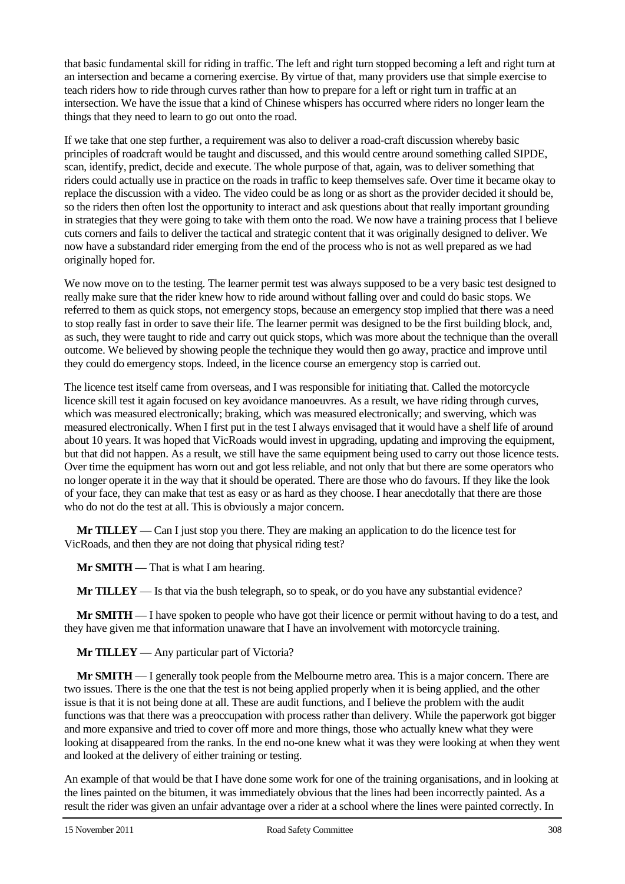that basic fundamental skill for riding in traffic. The left and right turn stopped becoming a left and right turn at an intersection and became a cornering exercise. By virtue of that, many providers use that simple exercise to teach riders how to ride through curves rather than how to prepare for a left or right turn in traffic at an intersection. We have the issue that a kind of Chinese whispers has occurred where riders no longer learn the things that they need to learn to go out onto the road.

If we take that one step further, a requirement was also to deliver a road-craft discussion whereby basic principles of roadcraft would be taught and discussed, and this would centre around something called SIPDE, scan, identify, predict, decide and execute. The whole purpose of that, again, was to deliver something that riders could actually use in practice on the roads in traffic to keep themselves safe. Over time it became okay to replace the discussion with a video. The video could be as long or as short as the provider decided it should be, so the riders then often lost the opportunity to interact and ask questions about that really important grounding in strategies that they were going to take with them onto the road. We now have a training process that I believe cuts corners and fails to deliver the tactical and strategic content that it was originally designed to deliver. We now have a substandard rider emerging from the end of the process who is not as well prepared as we had originally hoped for.

We now move on to the testing. The learner permit test was always supposed to be a very basic test designed to really make sure that the rider knew how to ride around without falling over and could do basic stops. We referred to them as quick stops, not emergency stops, because an emergency stop implied that there was a need to stop really fast in order to save their life. The learner permit was designed to be the first building block, and, as such, they were taught to ride and carry out quick stops, which was more about the technique than the overall outcome. We believed by showing people the technique they would then go away, practice and improve until they could do emergency stops. Indeed, in the licence course an emergency stop is carried out.

The licence test itself came from overseas, and I was responsible for initiating that. Called the motorcycle licence skill test it again focused on key avoidance manoeuvres. As a result, we have riding through curves, which was measured electronically; braking, which was measured electronically; and swerving, which was measured electronically. When I first put in the test I always envisaged that it would have a shelf life of around about 10 years. It was hoped that VicRoads would invest in upgrading, updating and improving the equipment, but that did not happen. As a result, we still have the same equipment being used to carry out those licence tests. Over time the equipment has worn out and got less reliable, and not only that but there are some operators who no longer operate it in the way that it should be operated. There are those who do favours. If they like the look of your face, they can make that test as easy or as hard as they choose. I hear anecdotally that there are those who do not do the test at all. This is obviously a major concern.

**Mr TILLEY** — Can I just stop you there. They are making an application to do the licence test for VicRoads, and then they are not doing that physical riding test?

**Mr SMITH** — That is what I am hearing.

**Mr TILLEY** — Is that via the bush telegraph, so to speak, or do you have any substantial evidence?

**Mr SMITH** — I have spoken to people who have got their licence or permit without having to do a test, and they have given me that information unaware that I have an involvement with motorcycle training.

**Mr TILLEY** — Any particular part of Victoria?

**Mr SMITH** — I generally took people from the Melbourne metro area. This is a major concern. There are two issues. There is the one that the test is not being applied properly when it is being applied, and the other issue is that it is not being done at all. These are audit functions, and I believe the problem with the audit functions was that there was a preoccupation with process rather than delivery. While the paperwork got bigger and more expansive and tried to cover off more and more things, those who actually knew what they were looking at disappeared from the ranks. In the end no-one knew what it was they were looking at when they went and looked at the delivery of either training or testing.

An example of that would be that I have done some work for one of the training organisations, and in looking at the lines painted on the bitumen, it was immediately obvious that the lines had been incorrectly painted. As a result the rider was given an unfair advantage over a rider at a school where the lines were painted correctly. In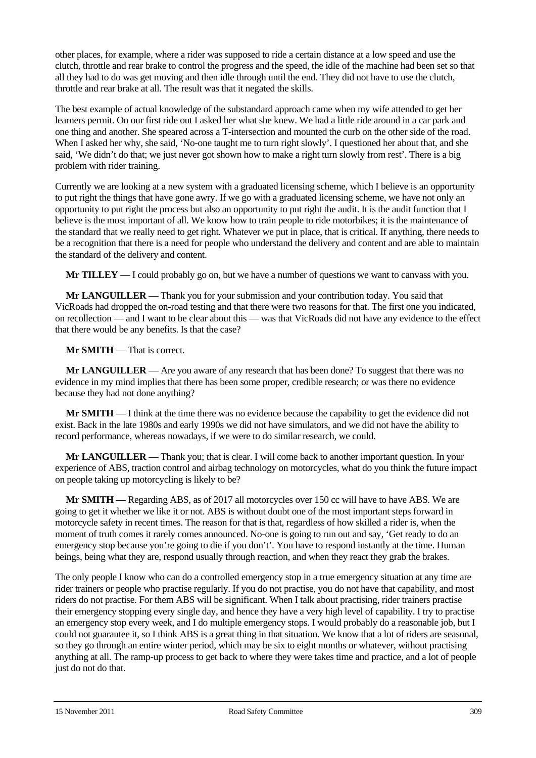other places, for example, where a rider was supposed to ride a certain distance at a low speed and use the clutch, throttle and rear brake to control the progress and the speed, the idle of the machine had been set so that all they had to do was get moving and then idle through until the end. They did not have to use the clutch, throttle and rear brake at all. The result was that it negated the skills.

The best example of actual knowledge of the substandard approach came when my wife attended to get her learners permit. On our first ride out I asked her what she knew. We had a little ride around in a car park and one thing and another. She speared across a T-intersection and mounted the curb on the other side of the road. When I asked her why, she said, 'No-one taught me to turn right slowly'. I questioned her about that, and she said, 'We didn't do that; we just never got shown how to make a right turn slowly from rest'. There is a big problem with rider training.

Currently we are looking at a new system with a graduated licensing scheme, which I believe is an opportunity to put right the things that have gone awry. If we go with a graduated licensing scheme, we have not only an opportunity to put right the process but also an opportunity to put right the audit. It is the audit function that I believe is the most important of all. We know how to train people to ride motorbikes; it is the maintenance of the standard that we really need to get right. Whatever we put in place, that is critical. If anything, there needs to be a recognition that there is a need for people who understand the delivery and content and are able to maintain the standard of the delivery and content.

**Mr TILLEY** — I could probably go on, but we have a number of questions we want to canvass with you.

**Mr LANGUILLER** — Thank you for your submission and your contribution today. You said that VicRoads had dropped the on-road testing and that there were two reasons for that. The first one you indicated, on recollection — and I want to be clear about this — was that VicRoads did not have any evidence to the effect that there would be any benefits. Is that the case?

**Mr SMITH** — That is correct.

**Mr LANGUILLER** — Are you aware of any research that has been done? To suggest that there was no evidence in my mind implies that there has been some proper, credible research; or was there no evidence because they had not done anything?

**Mr SMITH** — I think at the time there was no evidence because the capability to get the evidence did not exist. Back in the late 1980s and early 1990s we did not have simulators, and we did not have the ability to record performance, whereas nowadays, if we were to do similar research, we could.

**Mr LANGUILLER** — Thank you; that is clear. I will come back to another important question. In your experience of ABS, traction control and airbag technology on motorcycles, what do you think the future impact on people taking up motorcycling is likely to be?

**Mr SMITH** — Regarding ABS, as of 2017 all motorcycles over 150 cc will have to have ABS. We are going to get it whether we like it or not. ABS is without doubt one of the most important steps forward in motorcycle safety in recent times. The reason for that is that, regardless of how skilled a rider is, when the moment of truth comes it rarely comes announced. No-one is going to run out and say, 'Get ready to do an emergency stop because you're going to die if you don't'. You have to respond instantly at the time. Human beings, being what they are, respond usually through reaction, and when they react they grab the brakes.

The only people I know who can do a controlled emergency stop in a true emergency situation at any time are rider trainers or people who practise regularly. If you do not practise, you do not have that capability, and most riders do not practise. For them ABS will be significant. When I talk about practising, rider trainers practise their emergency stopping every single day, and hence they have a very high level of capability. I try to practise an emergency stop every week, and I do multiple emergency stops. I would probably do a reasonable job, but I could not guarantee it, so I think ABS is a great thing in that situation. We know that a lot of riders are seasonal, so they go through an entire winter period, which may be six to eight months or whatever, without practising anything at all. The ramp-up process to get back to where they were takes time and practice, and a lot of people just do not do that.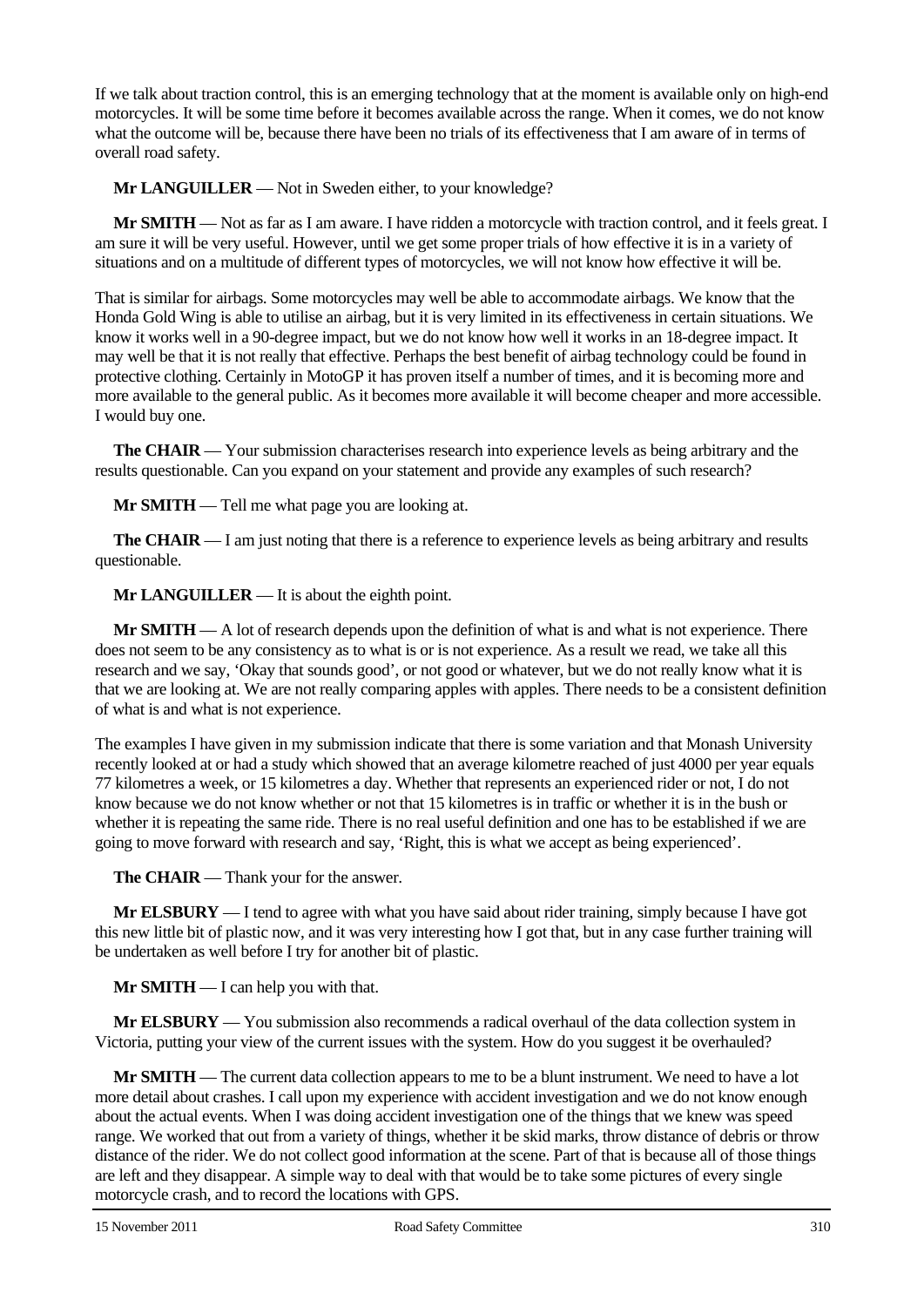If we talk about traction control, this is an emerging technology that at the moment is available only on high-end motorcycles. It will be some time before it becomes available across the range. When it comes, we do not know what the outcome will be, because there have been no trials of its effectiveness that I am aware of in terms of overall road safety.

**Mr LANGUILLER** — Not in Sweden either, to your knowledge?

**Mr SMITH** — Not as far as I am aware. I have ridden a motorcycle with traction control, and it feels great. I am sure it will be very useful. However, until we get some proper trials of how effective it is in a variety of situations and on a multitude of different types of motorcycles, we will not know how effective it will be.

That is similar for airbags. Some motorcycles may well be able to accommodate airbags. We know that the Honda Gold Wing is able to utilise an airbag, but it is very limited in its effectiveness in certain situations. We know it works well in a 90-degree impact, but we do not know how well it works in an 18-degree impact. It may well be that it is not really that effective. Perhaps the best benefit of airbag technology could be found in protective clothing. Certainly in MotoGP it has proven itself a number of times, and it is becoming more and more available to the general public. As it becomes more available it will become cheaper and more accessible. I would buy one.

**The CHAIR** — Your submission characterises research into experience levels as being arbitrary and the results questionable. Can you expand on your statement and provide any examples of such research?

**Mr SMITH** — Tell me what page you are looking at.

**The CHAIR** — I am just noting that there is a reference to experience levels as being arbitrary and results questionable.

**Mr LANGUILLER** — It is about the eighth point.

**Mr SMITH** — A lot of research depends upon the definition of what is and what is not experience. There does not seem to be any consistency as to what is or is not experience. As a result we read, we take all this research and we say, 'Okay that sounds good', or not good or whatever, but we do not really know what it is that we are looking at. We are not really comparing apples with apples. There needs to be a consistent definition of what is and what is not experience.

The examples I have given in my submission indicate that there is some variation and that Monash University recently looked at or had a study which showed that an average kilometre reached of just 4000 per year equals 77 kilometres a week, or 15 kilometres a day. Whether that represents an experienced rider or not, I do not know because we do not know whether or not that 15 kilometres is in traffic or whether it is in the bush or whether it is repeating the same ride. There is no real useful definition and one has to be established if we are going to move forward with research and say, 'Right, this is what we accept as being experienced'.

**The CHAIR** — Thank your for the answer.

**Mr ELSBURY** — I tend to agree with what you have said about rider training, simply because I have got this new little bit of plastic now, and it was very interesting how I got that, but in any case further training will be undertaken as well before I try for another bit of plastic.

**Mr SMITH** — I can help you with that.

**Mr ELSBURY** — You submission also recommends a radical overhaul of the data collection system in Victoria, putting your view of the current issues with the system. How do you suggest it be overhauled?

**Mr SMITH** — The current data collection appears to me to be a blunt instrument. We need to have a lot more detail about crashes. I call upon my experience with accident investigation and we do not know enough about the actual events. When I was doing accident investigation one of the things that we knew was speed range. We worked that out from a variety of things, whether it be skid marks, throw distance of debris or throw distance of the rider. We do not collect good information at the scene. Part of that is because all of those things are left and they disappear. A simple way to deal with that would be to take some pictures of every single motorcycle crash, and to record the locations with GPS.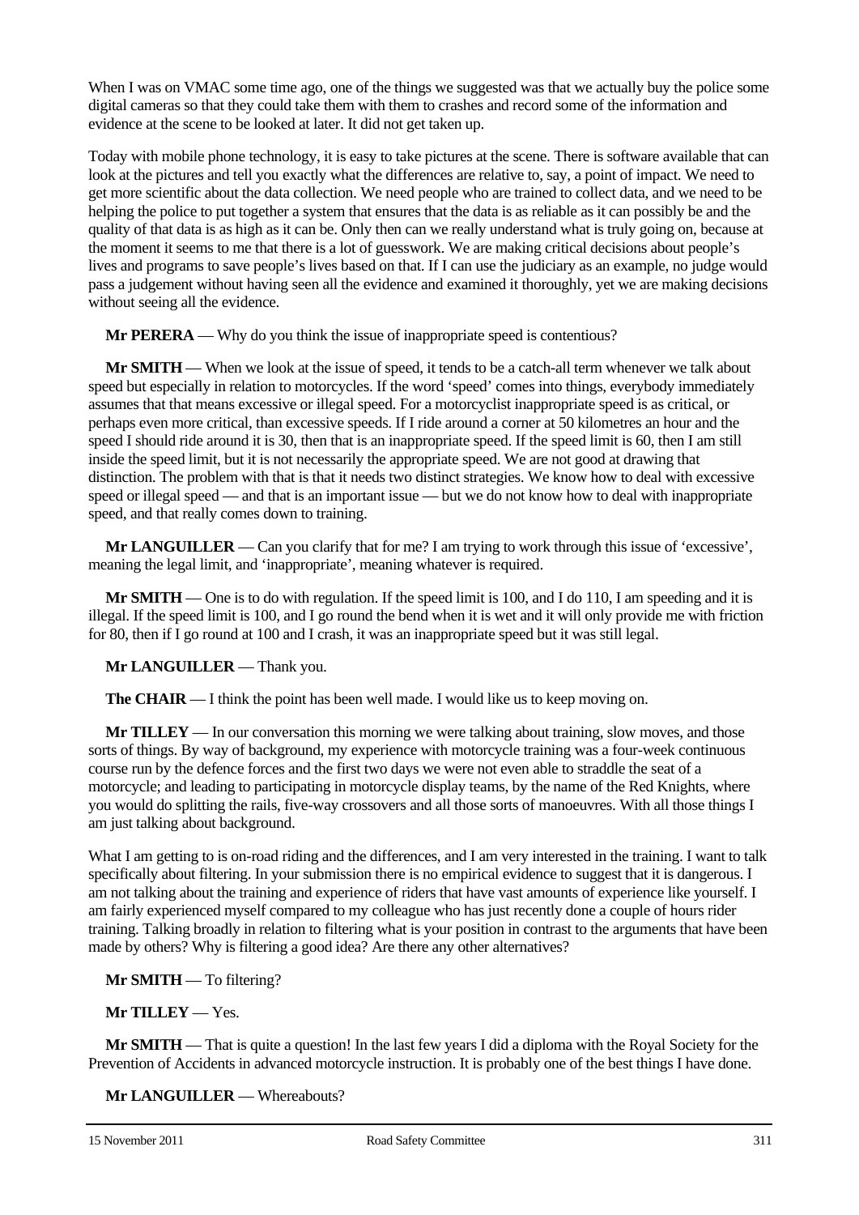When I was on VMAC some time ago, one of the things we suggested was that we actually buy the police some digital cameras so that they could take them with them to crashes and record some of the information and evidence at the scene to be looked at later. It did not get taken up.

Today with mobile phone technology, it is easy to take pictures at the scene. There is software available that can look at the pictures and tell you exactly what the differences are relative to, say, a point of impact. We need to get more scientific about the data collection. We need people who are trained to collect data, and we need to be helping the police to put together a system that ensures that the data is as reliable as it can possibly be and the quality of that data is as high as it can be. Only then can we really understand what is truly going on, because at the moment it seems to me that there is a lot of guesswork. We are making critical decisions about people's lives and programs to save people's lives based on that. If I can use the judiciary as an example, no judge would pass a judgement without having seen all the evidence and examined it thoroughly, yet we are making decisions without seeing all the evidence.

**Mr PERERA** — Why do you think the issue of inappropriate speed is contentious?

**Mr SMITH** — When we look at the issue of speed, it tends to be a catch-all term whenever we talk about speed but especially in relation to motorcycles. If the word 'speed' comes into things, everybody immediately assumes that that means excessive or illegal speed. For a motorcyclist inappropriate speed is as critical, or perhaps even more critical, than excessive speeds. If I ride around a corner at 50 kilometres an hour and the speed I should ride around it is 30, then that is an inappropriate speed. If the speed limit is 60, then I am still inside the speed limit, but it is not necessarily the appropriate speed. We are not good at drawing that distinction. The problem with that is that it needs two distinct strategies. We know how to deal with excessive speed or illegal speed — and that is an important issue — but we do not know how to deal with inappropriate speed, and that really comes down to training.

**Mr LANGUILLER** — Can you clarify that for me? I am trying to work through this issue of 'excessive', meaning the legal limit, and 'inappropriate', meaning whatever is required.

**Mr SMITH** — One is to do with regulation. If the speed limit is 100, and I do 110, I am speeding and it is illegal. If the speed limit is 100, and I go round the bend when it is wet and it will only provide me with friction for 80, then if I go round at 100 and I crash, it was an inappropriate speed but it was still legal.

**Mr LANGUILLER** — Thank you.

**The CHAIR** — I think the point has been well made. I would like us to keep moving on.

**Mr TILLEY** — In our conversation this morning we were talking about training, slow moves, and those sorts of things. By way of background, my experience with motorcycle training was a four-week continuous course run by the defence forces and the first two days we were not even able to straddle the seat of a motorcycle; and leading to participating in motorcycle display teams, by the name of the Red Knights, where you would do splitting the rails, five-way crossovers and all those sorts of manoeuvres. With all those things I am just talking about background.

What I am getting to is on-road riding and the differences, and I am very interested in the training. I want to talk specifically about filtering. In your submission there is no empirical evidence to suggest that it is dangerous. I am not talking about the training and experience of riders that have vast amounts of experience like yourself. I am fairly experienced myself compared to my colleague who has just recently done a couple of hours rider training. Talking broadly in relation to filtering what is your position in contrast to the arguments that have been made by others? Why is filtering a good idea? Are there any other alternatives?

**Mr SMITH** — To filtering?

**Mr TILLEY** — Yes.

**Mr SMITH** — That is quite a question! In the last few years I did a diploma with the Royal Society for the Prevention of Accidents in advanced motorcycle instruction. It is probably one of the best things I have done.

**Mr LANGUILLER** — Whereabouts?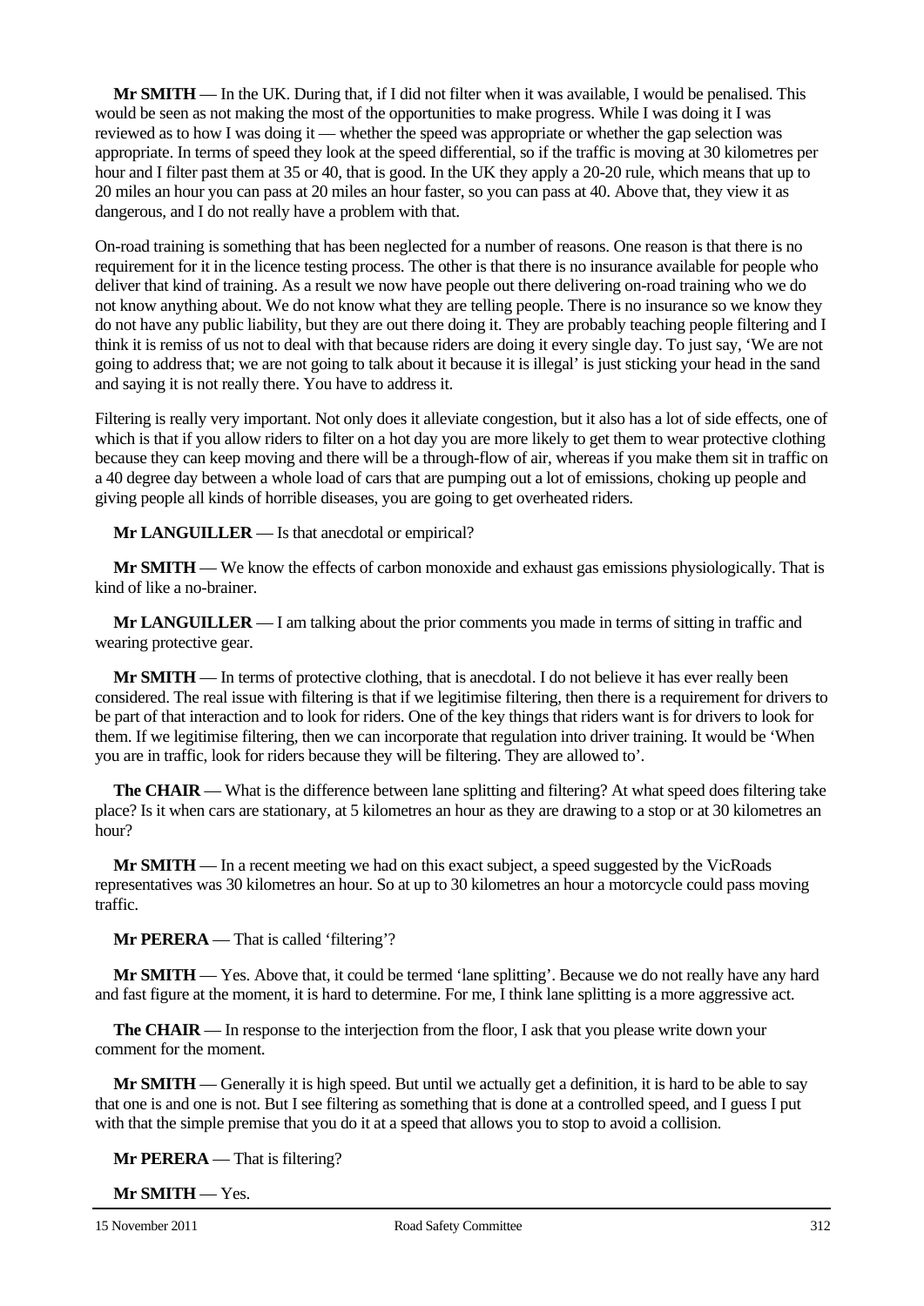**Mr SMITH** — In the UK. During that, if I did not filter when it was available, I would be penalised. This would be seen as not making the most of the opportunities to make progress. While I was doing it I was reviewed as to how I was doing it — whether the speed was appropriate or whether the gap selection was appropriate. In terms of speed they look at the speed differential, so if the traffic is moving at 30 kilometres per hour and I filter past them at 35 or 40, that is good. In the UK they apply a 20-20 rule, which means that up to 20 miles an hour you can pass at 20 miles an hour faster, so you can pass at 40. Above that, they view it as dangerous, and I do not really have a problem with that.

On-road training is something that has been neglected for a number of reasons. One reason is that there is no requirement for it in the licence testing process. The other is that there is no insurance available for people who deliver that kind of training. As a result we now have people out there delivering on-road training who we do not know anything about. We do not know what they are telling people. There is no insurance so we know they do not have any public liability, but they are out there doing it. They are probably teaching people filtering and I think it is remiss of us not to deal with that because riders are doing it every single day. To just say, 'We are not going to address that; we are not going to talk about it because it is illegal' is just sticking your head in the sand and saying it is not really there. You have to address it.

Filtering is really very important. Not only does it alleviate congestion, but it also has a lot of side effects, one of which is that if you allow riders to filter on a hot day you are more likely to get them to wear protective clothing because they can keep moving and there will be a through-flow of air, whereas if you make them sit in traffic on a 40 degree day between a whole load of cars that are pumping out a lot of emissions, choking up people and giving people all kinds of horrible diseases, you are going to get overheated riders.

**Mr LANGUILLER** — Is that anecdotal or empirical?

**Mr SMITH** — We know the effects of carbon monoxide and exhaust gas emissions physiologically. That is kind of like a no-brainer.

**Mr LANGUILLER** — I am talking about the prior comments you made in terms of sitting in traffic and wearing protective gear.

**Mr SMITH** — In terms of protective clothing, that is anecdotal. I do not believe it has ever really been considered. The real issue with filtering is that if we legitimise filtering, then there is a requirement for drivers to be part of that interaction and to look for riders. One of the key things that riders want is for drivers to look for them. If we legitimise filtering, then we can incorporate that regulation into driver training. It would be 'When you are in traffic, look for riders because they will be filtering. They are allowed to'.

**The CHAIR** — What is the difference between lane splitting and filtering? At what speed does filtering take place? Is it when cars are stationary, at 5 kilometres an hour as they are drawing to a stop or at 30 kilometres an hour?

**Mr SMITH** — In a recent meeting we had on this exact subject, a speed suggested by the VicRoads representatives was 30 kilometres an hour. So at up to 30 kilometres an hour a motorcycle could pass moving traffic.

**Mr PERERA** — That is called 'filtering'?

**Mr SMITH** — Yes. Above that, it could be termed 'lane splitting'. Because we do not really have any hard and fast figure at the moment, it is hard to determine. For me, I think lane splitting is a more aggressive act.

**The CHAIR** — In response to the interjection from the floor, I ask that you please write down your comment for the moment.

**Mr SMITH** — Generally it is high speed. But until we actually get a definition, it is hard to be able to say that one is and one is not. But I see filtering as something that is done at a controlled speed, and I guess I put with that the simple premise that you do it at a speed that allows you to stop to avoid a collision.

**Mr PERERA** — That is filtering?

**Mr SMITH** — Yes.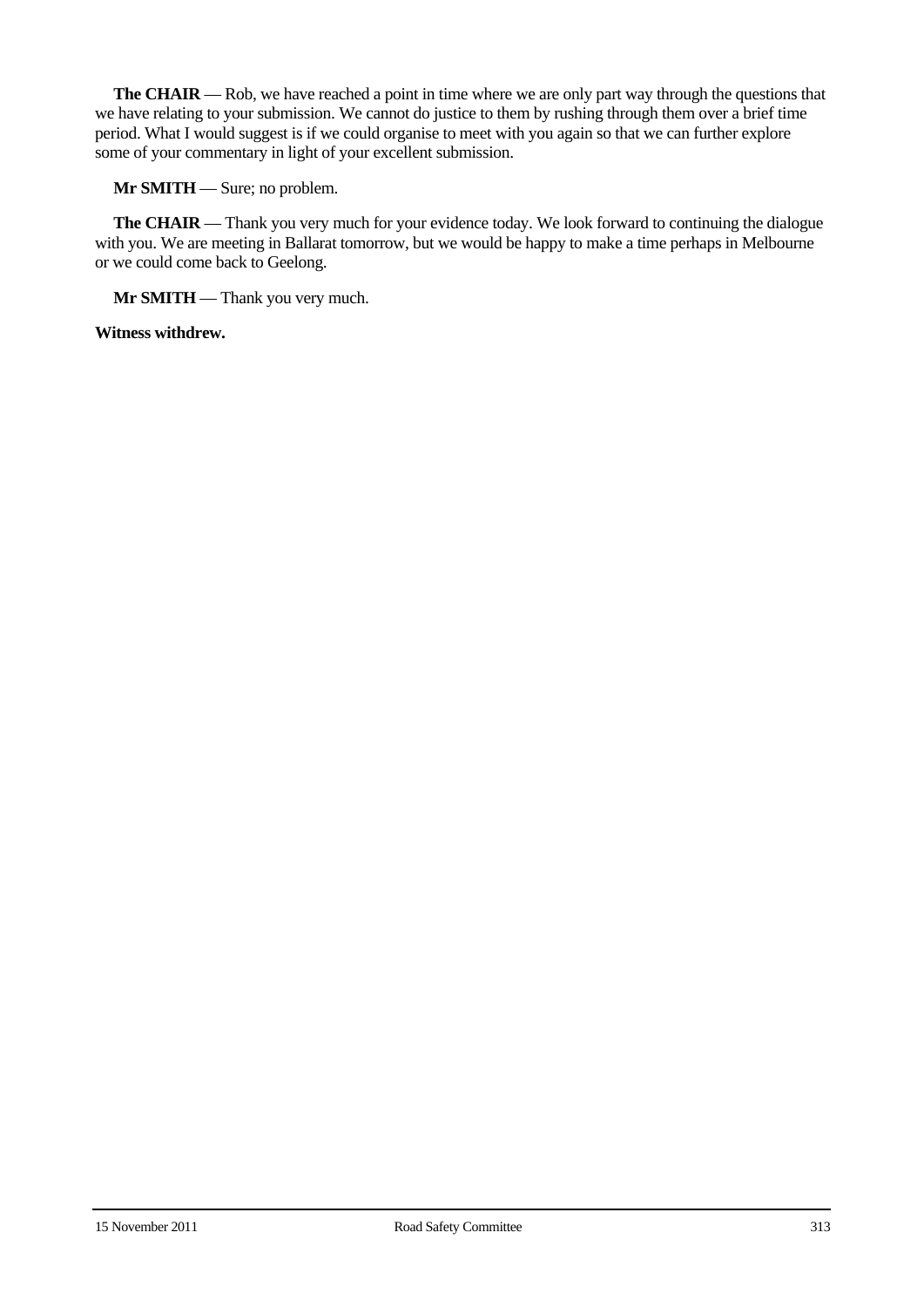**The CHAIR** — Rob, we have reached a point in time where we are only part way through the questions that we have relating to your submission. We cannot do justice to them by rushing through them over a brief time period. What I would suggest is if we could organise to meet with you again so that we can further explore some of your commentary in light of your excellent submission.

**Mr SMITH** — Sure; no problem.

**The CHAIR** — Thank you very much for your evidence today. We look forward to continuing the dialogue with you. We are meeting in Ballarat tomorrow, but we would be happy to make a time perhaps in Melbourne or we could come back to Geelong.

**Mr SMITH** — Thank you very much.

**Witness withdrew.**